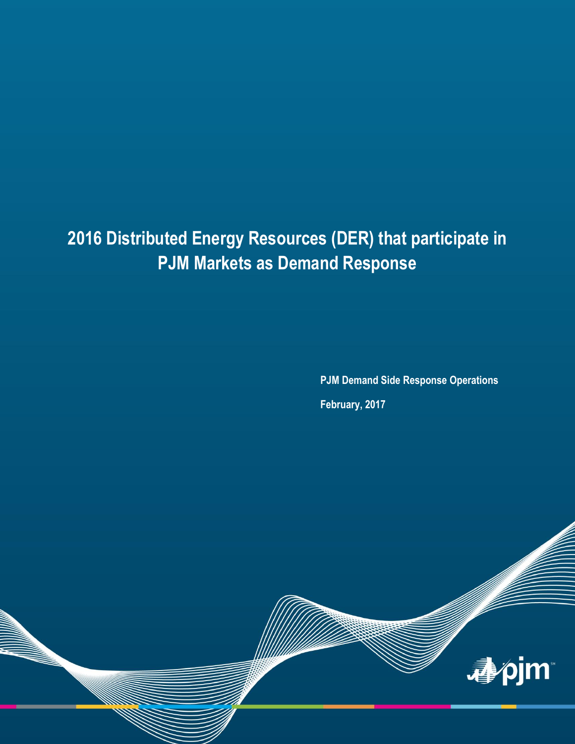# 2016 Distributed Energy Resources (DER) that participate in PJM Markets as Demand Response

**PJM Demand Side Response Operations**

**February, 2017**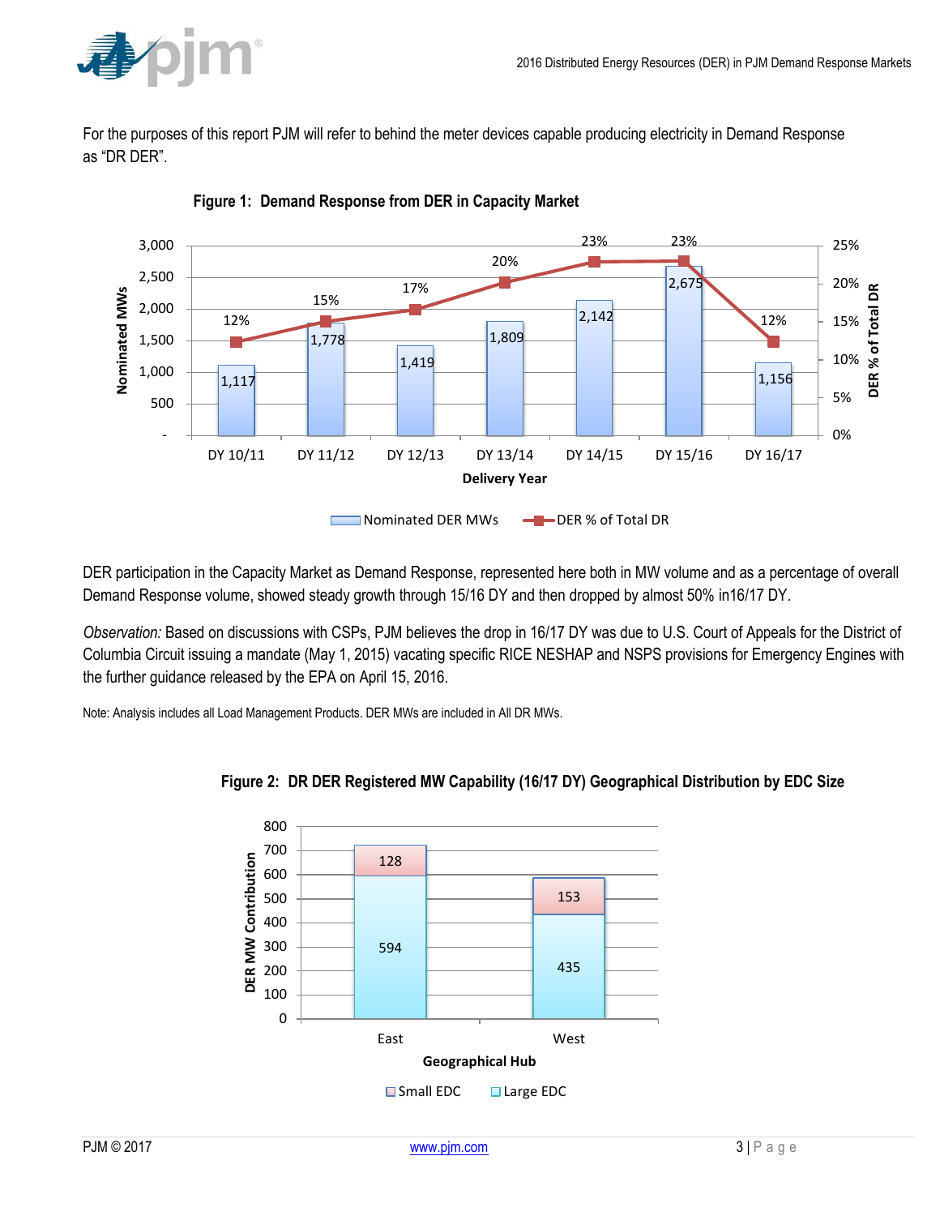For the purposes of this report PJM will refer to behind the meter devices capable producing electricity in Demand Response as "DR DER".

**Figure 1: Demand Response from DER in Capacity Market**

| Delivery Year | Nominated DER MWs | DER % of Total DR |
|---|---|---|
| DY 10/11 | 1,117 | 12% |
| DY 11/12 | 1,778 | 15% |
| DY 12/13 | 1,419 | 17% |
| DY 13/14 | 1,809 | 20% |
| DY 14/15 | 2,142 | 23% |
| DY 15/16 | 2,675 | 23% |
| DY 16/17 | 1,156 | 12% |

DER participation in the Capacity Market as Demand Response, represented here both in MW volume and as a percentage of overall Demand Response volume, showed steady growth through 15/16 DY and then dropped by almost 50% in16/17 DY.

*Observation:* Based on discussions with CSPs, PJM believes the drop in 16/17 DY was due to U.S. Court of Appeals for the District of Columbia Circuit issuing a mandate (May 1, 2015) vacating specific RICE NESHAP and NSPS provisions for Emergency Engines with the further guidance released by the EPA on April 15, 2016.

Note: Analysis includes all Load Management Products. DER MWs are included in All DR MWs.

**Figure 2: DR DER Registered MW Capability (16/17 DY) Geographical Distribution by EDC Size**

| Geographical Hub | Large EDC | Small EDC |
|---|---|---|
| East | 594 | 128 |
| West | 435 | 153 |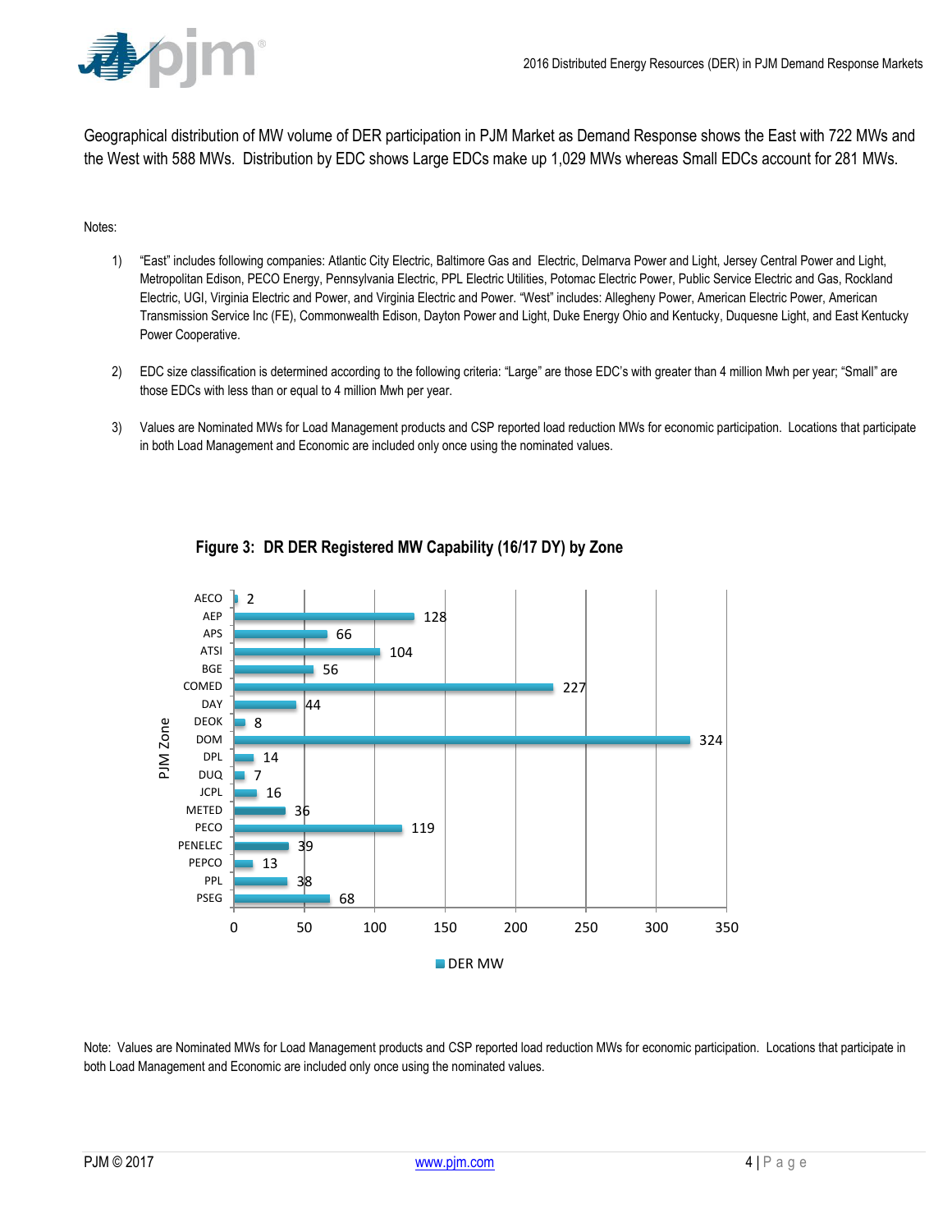Geographical distribution of MW volume of DER participation in PJM Market as Demand Response shows the East with 722 MWs and the West with 588 MWs. Distribution by EDC shows Large EDCs make up 1,029 MWs whereas Small EDCs account for 281 MWs.

Notes:

1) "East" includes following companies: Atlantic City Electric, Baltimore Gas and Electric, Delmarva Power and Light, Jersey Central Power and Light, Metropolitan Edison, PECO Energy, Pennsylvania Electric, PPL Electric Utilities, Potomac Electric Power, Public Service Electric and Gas, Rockland Electric, UGI, Virginia Electric and Power, and Virginia Electric and Power. "West" includes: Allegheny Power, American Electric Power, American Transmission Service Inc (FE), Commonwealth Edison, Dayton Power and Light, Duke Energy Ohio and Kentucky, Duquesne Light, and East Kentucky Power Cooperative.

2) EDC size classification is determined according to the following criteria: "Large" are those EDC's with greater than 4 million Mwh per year; "Small" are those EDCs with less than or equal to 4 million Mwh per year.

3) Values are Nominated MWs for Load Management products and CSP reported load reduction MWs for economic participation. Locations that participate in both Load Management and Economic are included only once using the nominated values.

**Figure 3: DR DER Registered MW Capability (16/17 DY) by Zone**

| PJM Zone | DER MW |
|---|---|
| AECO | 2 |
| AEP | 128 |
| APS | 66 |
| ATSI | 104 |
| BGE | 56 |
| COMED | 227 |
| DAY | 44 |
| DEOK | 8 |
| DOM | 324 |
| DPL | 14 |
| DUQ | 7 |
| JCPL | 16 |
| METED | 36 |
| PECO | 119 |
| PENELEC | 39 |
| PEPCO | 13 |
| PPL | 38 |
| PSEG | 68 |

Note: Values are Nominated MWs for Load Management products and CSP reported load reduction MWs for economic participation. Locations that participate in both Load Management and Economic are included only once using the nominated values.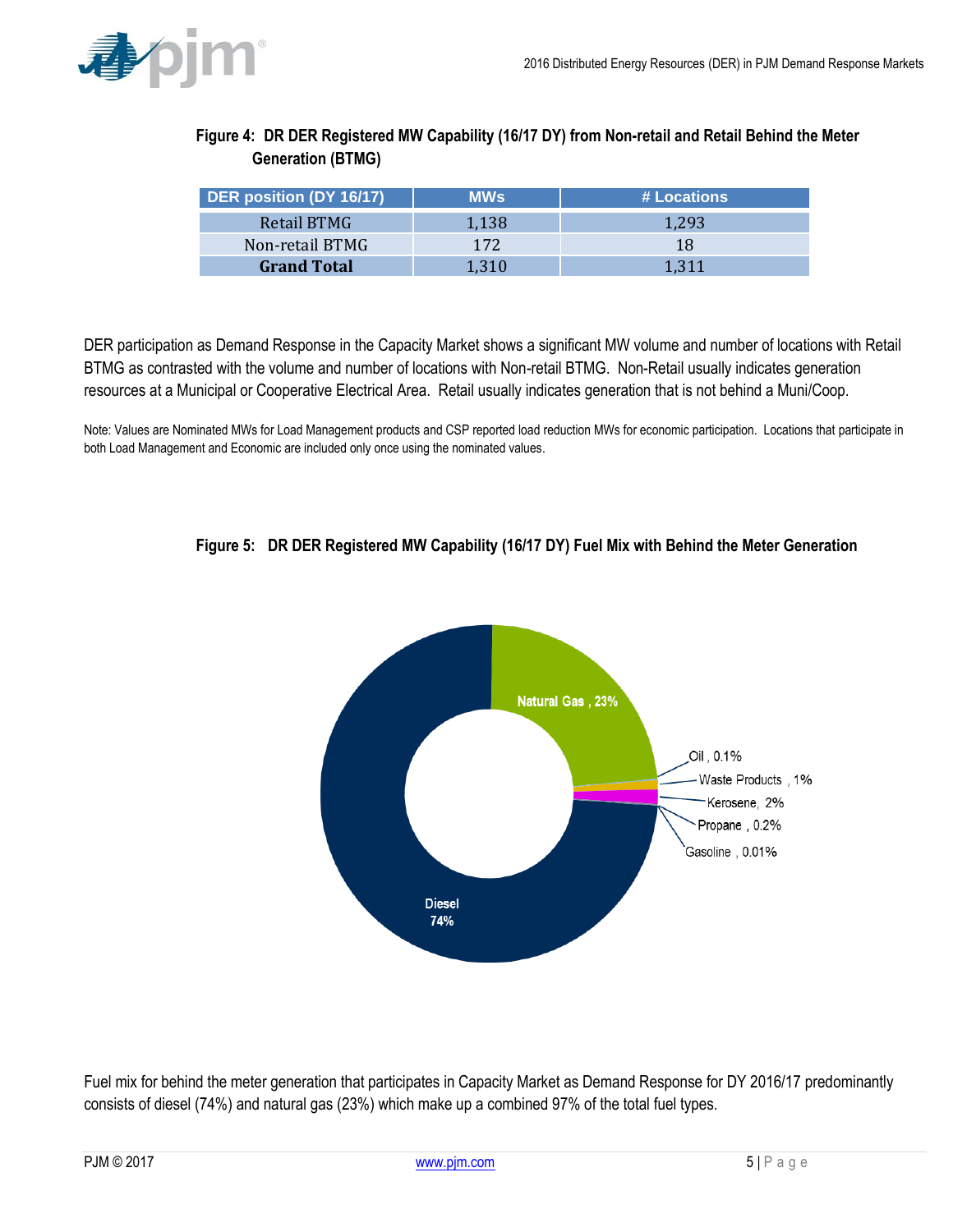**Figure 4: DR DER Registered MW Capability (16/17 DY) from Non-retail and Retail Behind the Meter Generation (BTMG)**

| DER position (DY 16/17) | MWs | # Locations |
| --- | --- | --- |
| Retail BTMG | 1,138 | 1,293 |
| Non-retail BTMG | 172 | 18 |
| **Grand Total** | 1,310 | 1,311 |

DER participation as Demand Response in the Capacity Market shows a significant MW volume and number of locations with Retail BTMG as contrasted with the volume and number of locations with Non-retail BTMG. Non-Retail usually indicates generation resources at a Municipal or Cooperative Electrical Area. Retail usually indicates generation that is not behind a Muni/Coop.

Note: Values are Nominated MWs for Load Management products and CSP reported load reduction MWs for economic participation. Locations that participate in both Load Management and Economic are included only once using the nominated values.

**Figure 5: DR DER Registered MW Capability (16/17 DY) Fuel Mix with Behind the Meter Generation**

Natural Gas , 23%
Oil , 0.1%
Waste Products , 1%
Kerosene, 2%
Propane , 0.2%
Gasoline , 0.01%
Diesel 74%

Fuel mix for behind the meter generation that participates in Capacity Market as Demand Response for DY 2016/17 predominantly consists of diesel (74%) and natural gas (23%) which make up a combined 97% of the total fuel types.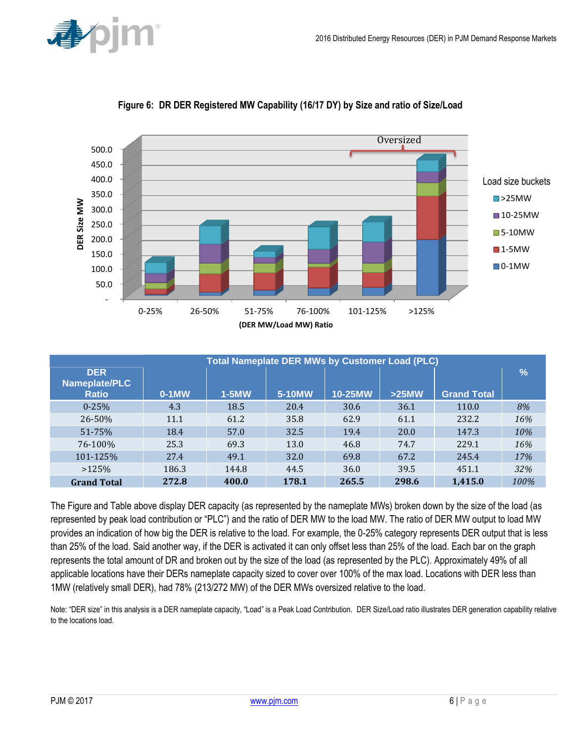**Figure 6: DR DER Registered MW Capability (16/17 DY) by Size and ratio of Size/Load**

| DER Nameplate/PLC Ratio | Total Nameplate DER MWs by Customer Load (PLC) | | | | | | % |
|---|---|---|---|---|---|---|---|
| | 0-1MW | 1-5MW | 5-10MW | 10-25MW | >25MW | Grand Total | |
| 0-25% | 4.3 | 18.5 | 20.4 | 30.6 | 36.1 | 110.0 | *8%* |
| 26-50% | 11.1 | 61.2 | 35.8 | 62.9 | 61.1 | 232.2 | *16%* |
| 51-75% | 18.4 | 57.0 | 32.5 | 19.4 | 20.0 | 147.3 | *10%* |
| 76-100% | 25.3 | 69.3 | 13.0 | 46.8 | 74.7 | 229.1 | *16%* |
| 101-125% | 27.4 | 49.1 | 32.0 | 69.8 | 67.2 | 245.4 | *17%* |
| >125% | 186.3 | 144.8 | 44.5 | 36.0 | 39.5 | 451.1 | *32%* |
| **Grand Total** | **272.8** | **400.0** | **178.1** | **265.5** | **298.6** | **1,415.0** | *100%* |

The Figure and Table above display DER capacity (as represented by the nameplate MWs) broken down by the size of the load (as represented by peak load contribution or "PLC") and the ratio of DER MW to the load MW. The ratio of DER MW output to load MW provides an indication of how big the DER is relative to the load. For example, the 0-25% category represents DER output that is less than 25% of the load. Said another way, if the DER is activated it can only offset less than 25% of the load. Each bar on the graph represents the total amount of DR and broken out by the size of the load (as represented by the PLC). Approximately 49% of all applicable locations have their DERs nameplate capacity sized to cover over 100% of the max load. Locations with DER less than 1MW (relatively small DER), had 78% (213/272 MW) of the DER MWs oversized relative to the load.

Note: "DER size" in this analysis is a DER nameplate capacity, "Load" is a Peak Load Contribution. DER Size/Load ratio illustrates DER generation capability relative to the locations load.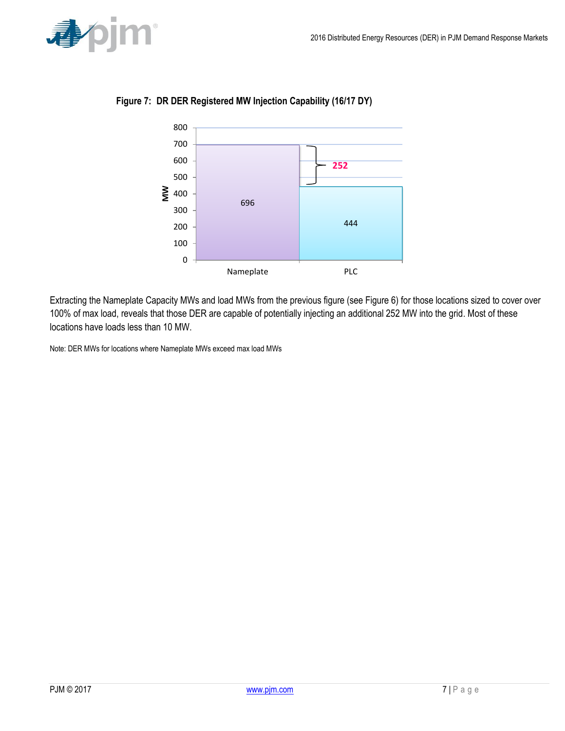**Figure 7: DR DER Registered MW Injection Capability (16/17 DY)**

| | MW |
|---|---|
| Nameplate | 696 |
| PLC | 444 |
| Difference | 252 |

Extracting the Nameplate Capacity MWs and load MWs from the previous figure (see Figure 6) for those locations sized to cover over 100% of max load, reveals that those DER are capable of potentially injecting an additional 252 MW into the grid. Most of these locations have loads less than 10 MW.

Note: DER MWs for locations where Nameplate MWs exceed max load MWs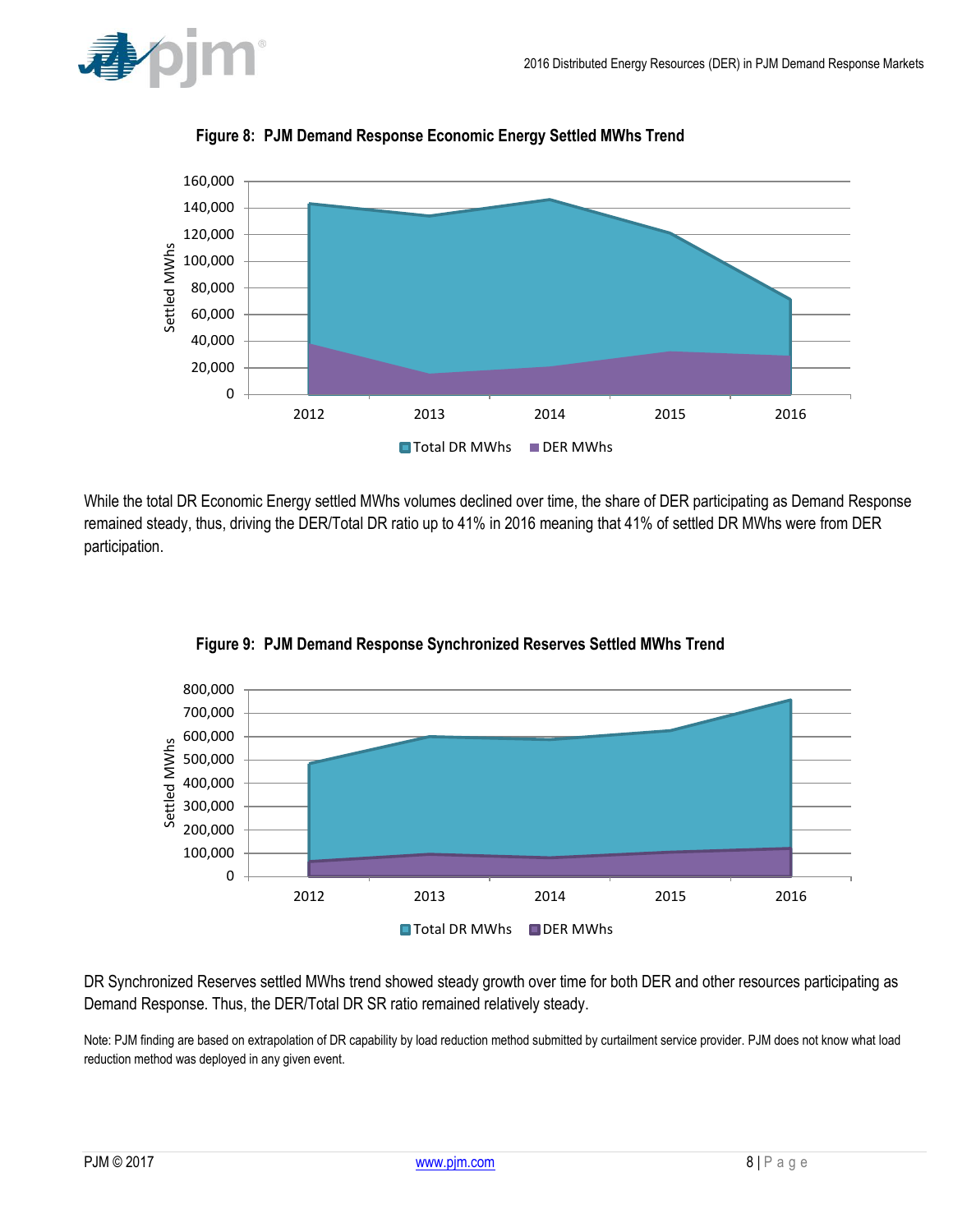**Figure 8: PJM Demand Response Economic Energy Settled MWhs Trend**

While the total DR Economic Energy settled MWhs volumes declined over time, the share of DER participating as Demand Response remained steady, thus, driving the DER/Total DR ratio up to 41% in 2016 meaning that 41% of settled DR MWhs were from DER participation.

**Figure 9: PJM Demand Response Synchronized Reserves Settled MWhs Trend**

DR Synchronized Reserves settled MWhs trend showed steady growth over time for both DER and other resources participating as Demand Response. Thus, the DER/Total DR SR ratio remained relatively steady.

Note: PJM finding are based on extrapolation of DR capability by load reduction method submitted by curtailment service provider. PJM does not know what load reduction method was deployed in any given event.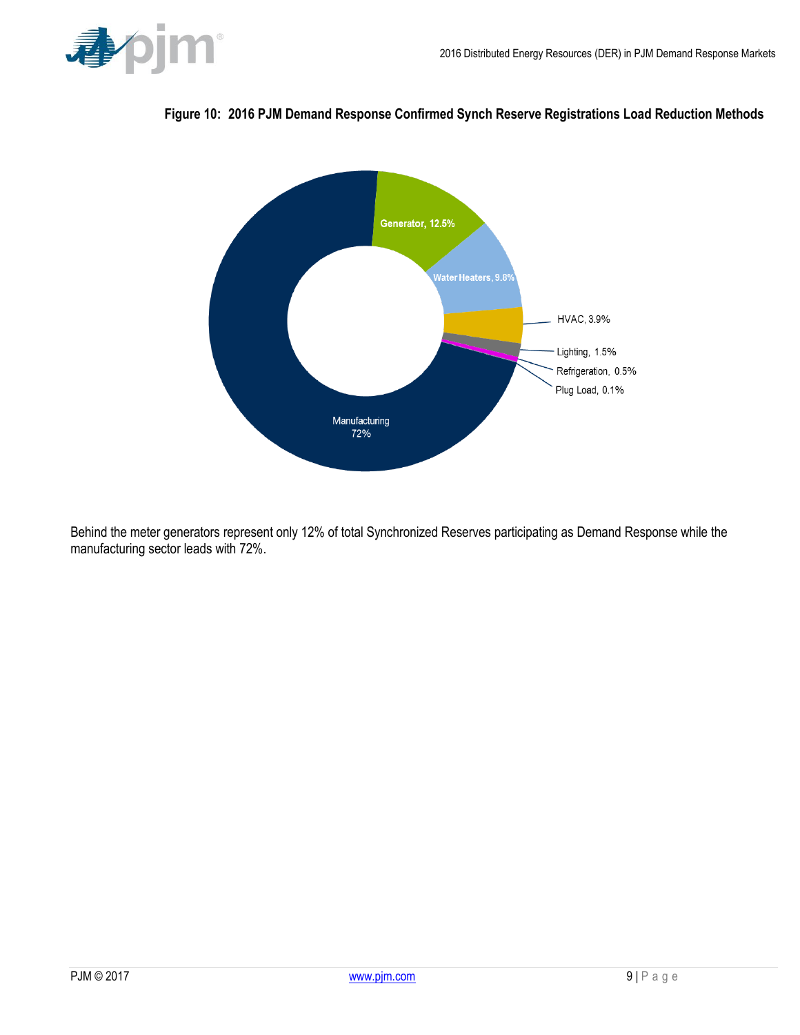**Figure 10: 2016 PJM Demand Response Confirmed Synch Reserve Registrations Load Reduction Methods**

Generator, 12.5%

Water Heaters, 9.8%

HVAC, 3.9%

Lighting, 1.5%

Refrigeration, 0.5%

Plug Load, 0.1%

Manufacturing 72%

Behind the meter generators represent only 12% of total Synchronized Reserves participating as Demand Response while the manufacturing sector leads with 72%.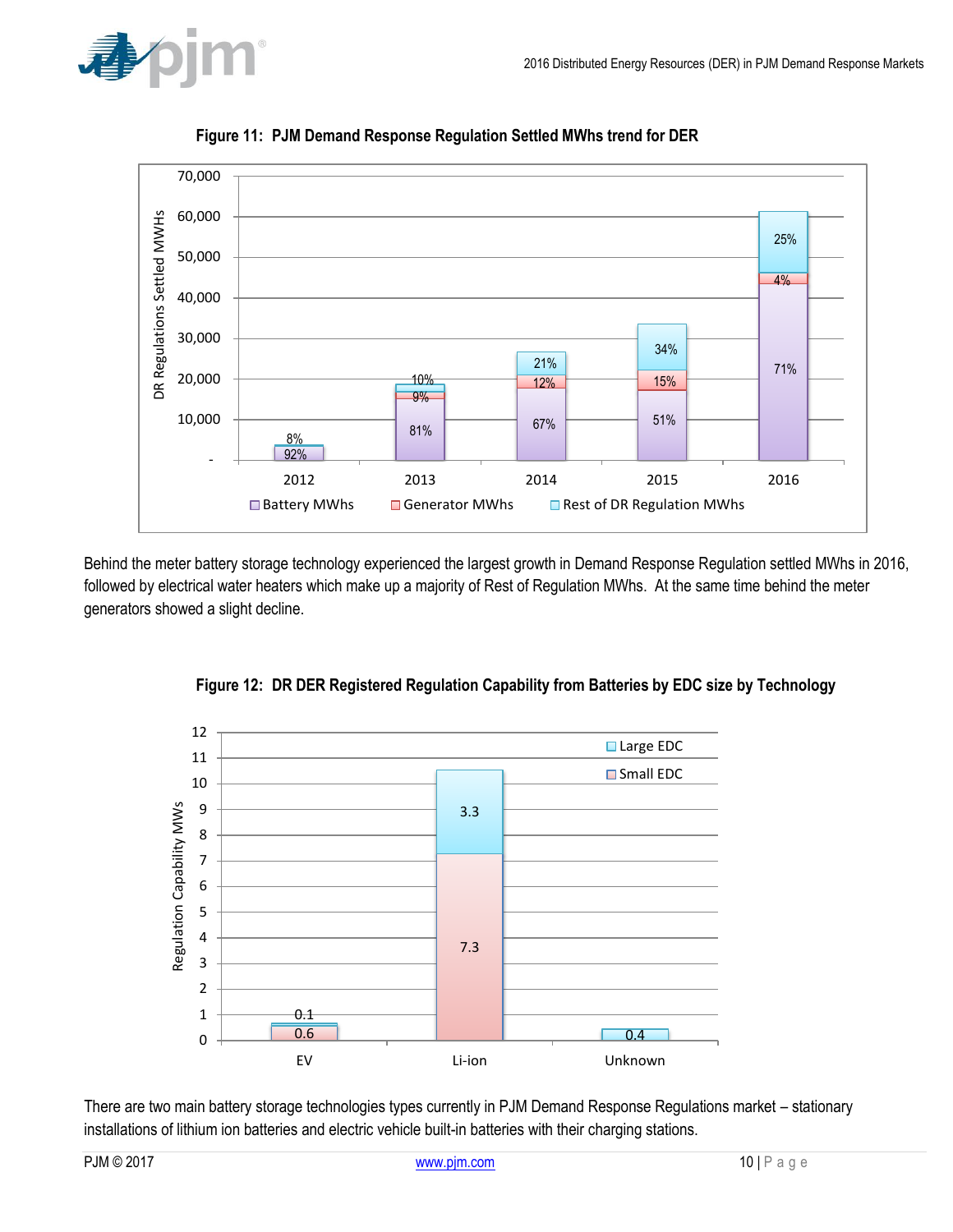**Figure 11: PJM Demand Response Regulation Settled MWhs trend for DER**

DR Regulations Settled MWHs

70,000
60,000
50,000
40,000
30,000
20,000
10,000
-

2012: 8%, 92%
2013: 10%, 9%, 81%
2014: 21%, 12%, 67%
2015: 34%, 15%, 51%
2016: 25%, 4%, 71%

Battery MWhs
Generator MWhs
Rest of DR Regulation MWhs

Behind the meter battery storage technology experienced the largest growth in Demand Response Regulation settled MWhs in 2016, followed by electrical water heaters which make up a majority of Rest of Regulation MWhs. At the same time behind the meter generators showed a slight decline.

**Figure 12: DR DER Registered Regulation Capability from Batteries by EDC size by Technology**

Regulation Capability MWs

12
11
10
9
8
7
6
5
4
3
2
1
0

EV: 0.1, 0.6
Li-ion: 3.3, 7.3
Unknown: 0.4

Large EDC
Small EDC

There are two main battery storage technologies types currently in PJM Demand Response Regulations market – stationary installations of lithium ion batteries and electric vehicle built-in batteries with their charging stations.